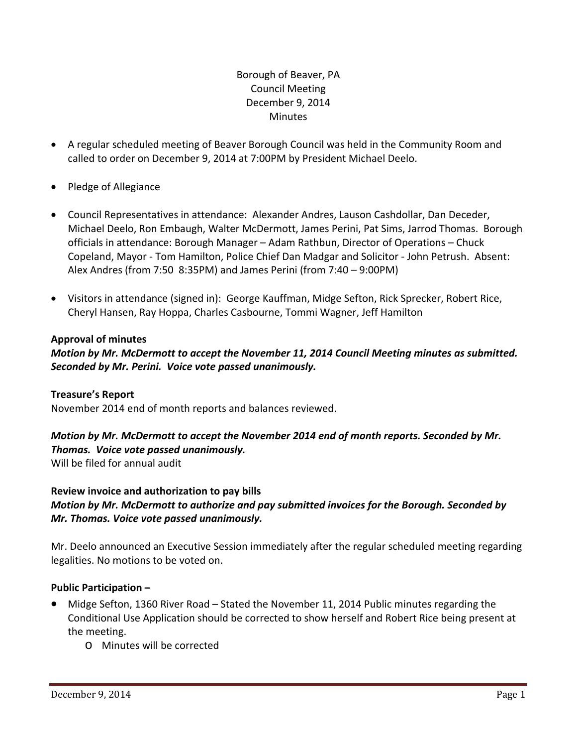Borough of Beaver, PA
Council Meeting
December 9, 2014
Minutes

- A regular scheduled meeting of Beaver Borough Council was held in the Community Room and called to order on December 9, 2014 at 7:00PM by President Michael Deelo.
- Pledge of Allegiance
- Council Representatives in attendance: Alexander Andres, Lauson Cashdollar, Dan Deceder, Michael Deelo, Ron Embaugh, Walter McDermott, James Perini, Pat Sims, Jarrod Thomas. Borough officials in attendance: Borough Manager – Adam Rathbun, Director of Operations – Chuck Copeland, Mayor - Tom Hamilton, Police Chief Dan Madgar and Solicitor - John Petrush. Absent: Alex Andres (from 7:50 8:35PM) and James Perini (from 7:40 – 9:00PM)
- Visitors in attendance (signed in): George Kauffman, Midge Sefton, Rick Sprecker, Robert Rice, Cheryl Hansen, Ray Hoppa, Charles Casbourne, Tommi Wagner, Jeff Hamilton

**Approval of minutes**

***Motion by Mr. McDermott to accept the November 11, 2014 Council Meeting minutes as submitted. Seconded by Mr. Perini. Voice vote passed unanimously.***

**Treasure's Report**

November 2014 end of month reports and balances reviewed.

***Motion by Mr. McDermott to accept the November 2014 end of month reports. Seconded by Mr. Thomas. Voice vote passed unanimously.***

Will be filed for annual audit

**Review invoice and authorization to pay bills**

***Motion by Mr. McDermott to authorize and pay submitted invoices for the Borough. Seconded by Mr. Thomas. Voice vote passed unanimously.***

Mr. Deelo announced an Executive Session immediately after the regular scheduled meeting regarding legalities. No motions to be voted on.

**Public Participation –**

- Midge Sefton, 1360 River Road – Stated the November 11, 2014 Public minutes regarding the Conditional Use Application should be corrected to show herself and Robert Rice being present at the meeting.
    - Minutes will be corrected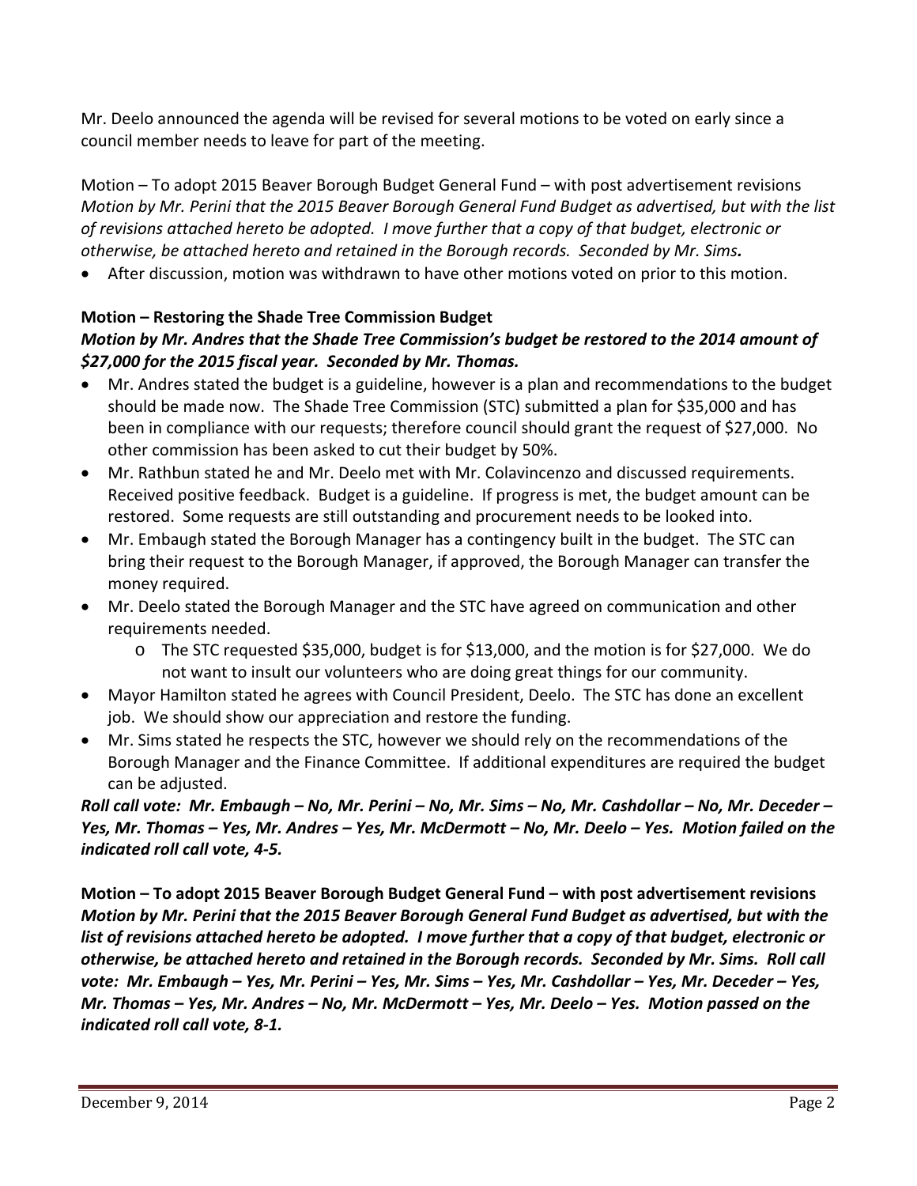Mr. Deelo announced the agenda will be revised for several motions to be voted on early since a council member needs to leave for part of the meeting.

Motion – To adopt 2015 Beaver Borough Budget General Fund – with post advertisement revisions
*Motion by Mr. Perini that the 2015 Beaver Borough General Fund Budget as advertised, but with the list of revisions attached hereto be adopted. I move further that a copy of that budget, electronic or otherwise, be attached hereto and retained in the Borough records. Seconded by Mr. Sims.*

- After discussion, motion was withdrawn to have other motions voted on prior to this motion.

**Motion – Restoring the Shade Tree Commission Budget**
***Motion by Mr. Andres that the Shade Tree Commission's budget be restored to the 2014 amount of $27,000 for the 2015 fiscal year. Seconded by Mr. Thomas.***

- Mr. Andres stated the budget is a guideline, however is a plan and recommendations to the budget should be made now. The Shade Tree Commission (STC) submitted a plan for $35,000 and has been in compliance with our requests; therefore council should grant the request of $27,000. No other commission has been asked to cut their budget by 50%.
- Mr. Rathbun stated he and Mr. Deelo met with Mr. Colavincenzo and discussed requirements. Received positive feedback. Budget is a guideline. If progress is met, the budget amount can be restored. Some requests are still outstanding and procurement needs to be looked into.
- Mr. Embaugh stated the Borough Manager has a contingency built in the budget. The STC can bring their request to the Borough Manager, if approved, the Borough Manager can transfer the money required.
- Mr. Deelo stated the Borough Manager and the STC have agreed on communication and other requirements needed.
  - The STC requested $35,000, budget is for $13,000, and the motion is for $27,000. We do not want to insult our volunteers who are doing great things for our community.
- Mayor Hamilton stated he agrees with Council President, Deelo. The STC has done an excellent job. We should show our appreciation and restore the funding.
- Mr. Sims stated he respects the STC, however we should rely on the recommendations of the Borough Manager and the Finance Committee. If additional expenditures are required the budget can be adjusted.

***Roll call vote: Mr. Embaugh – No, Mr. Perini – No, Mr. Sims – No, Mr. Cashdollar – No, Mr. Deceder – Yes, Mr. Thomas – Yes, Mr. Andres – Yes, Mr. McDermott – No, Mr. Deelo – Yes. Motion failed on the indicated roll call vote, 4-5.***

**Motion – To adopt 2015 Beaver Borough Budget General Fund – with post advertisement revisions**
***Motion by Mr. Perini that the 2015 Beaver Borough General Fund Budget as advertised, but with the list of revisions attached hereto be adopted. I move further that a copy of that budget, electronic or otherwise, be attached hereto and retained in the Borough records. Seconded by Mr. Sims. Roll call vote: Mr. Embaugh – Yes, Mr. Perini – Yes, Mr. Sims – Yes, Mr. Cashdollar – Yes, Mr. Deceder – Yes, Mr. Thomas – Yes, Mr. Andres – No, Mr. McDermott – Yes, Mr. Deelo – Yes. Motion passed on the indicated roll call vote, 8-1.***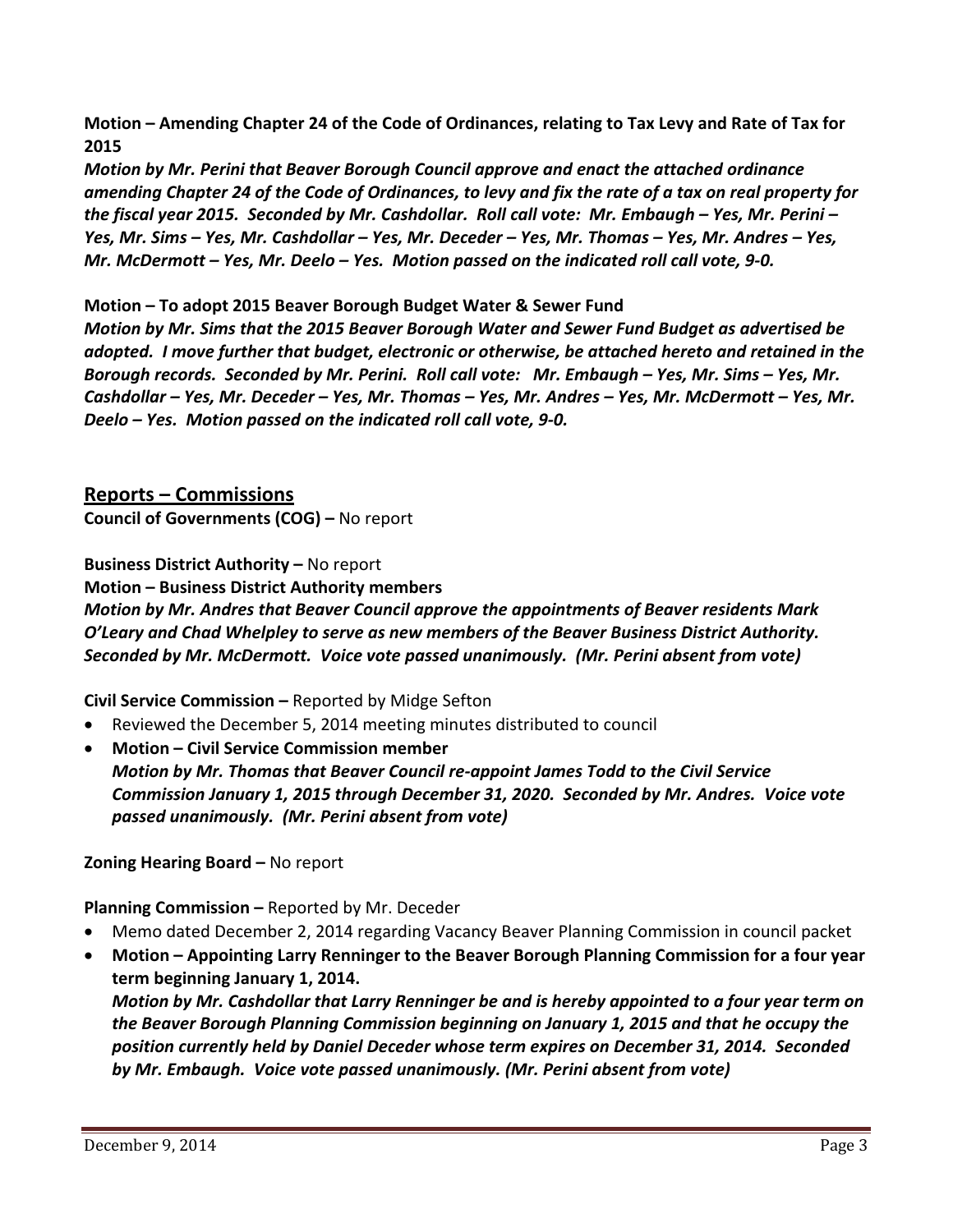**Motion – Amending Chapter 24 of the Code of Ordinances, relating to Tax Levy and Rate of Tax for 2015**

***Motion by Mr. Perini that Beaver Borough Council approve and enact the attached ordinance amending Chapter 24 of the Code of Ordinances, to levy and fix the rate of a tax on real property for the fiscal year 2015. Seconded by Mr. Cashdollar. Roll call vote: Mr. Embaugh – Yes, Mr. Perini – Yes, Mr. Sims – Yes, Mr. Cashdollar – Yes, Mr. Deceder – Yes, Mr. Thomas – Yes, Mr. Andres – Yes, Mr. McDermott – Yes, Mr. Deelo – Yes. Motion passed on the indicated roll call vote, 9-0.***

**Motion – To adopt 2015 Beaver Borough Budget Water & Sewer Fund**

***Motion by Mr. Sims that the 2015 Beaver Borough Water and Sewer Fund Budget as advertised be adopted. I move further that budget, electronic or otherwise, be attached hereto and retained in the Borough records. Seconded by Mr. Perini. Roll call vote: Mr. Embaugh – Yes, Mr. Sims – Yes, Mr. Cashdollar – Yes, Mr. Deceder – Yes, Mr. Thomas – Yes, Mr. Andres – Yes, Mr. McDermott – Yes, Mr. Deelo – Yes. Motion passed on the indicated roll call vote, 9-0.***

## Reports – Commissions

**Council of Governments (COG) –** No report

**Business District Authority –** No report

**Motion – Business District Authority members**

***Motion by Mr. Andres that Beaver Council approve the appointments of Beaver residents Mark O'Leary and Chad Whelpley to serve as new members of the Beaver Business District Authority. Seconded by Mr. McDermott. Voice vote passed unanimously. (Mr. Perini absent from vote)***

**Civil Service Commission –** Reported by Midge Sefton

- Reviewed the December 5, 2014 meeting minutes distributed to council
- **Motion – Civil Service Commission member**
  ***Motion by Mr. Thomas that Beaver Council re-appoint James Todd to the Civil Service Commission January 1, 2015 through December 31, 2020. Seconded by Mr. Andres. Voice vote passed unanimously. (Mr. Perini absent from vote)***

**Zoning Hearing Board –** No report

**Planning Commission –** Reported by Mr. Deceder

- Memo dated December 2, 2014 regarding Vacancy Beaver Planning Commission in council packet
- **Motion – Appointing Larry Renninger to the Beaver Borough Planning Commission for a four year term beginning January 1, 2014.**
  ***Motion by Mr. Cashdollar that Larry Renninger be and is hereby appointed to a four year term on the Beaver Borough Planning Commission beginning on January 1, 2015 and that he occupy the position currently held by Daniel Deceder whose term expires on December 31, 2014. Seconded by Mr. Embaugh. Voice vote passed unanimously. (Mr. Perini absent from vote)***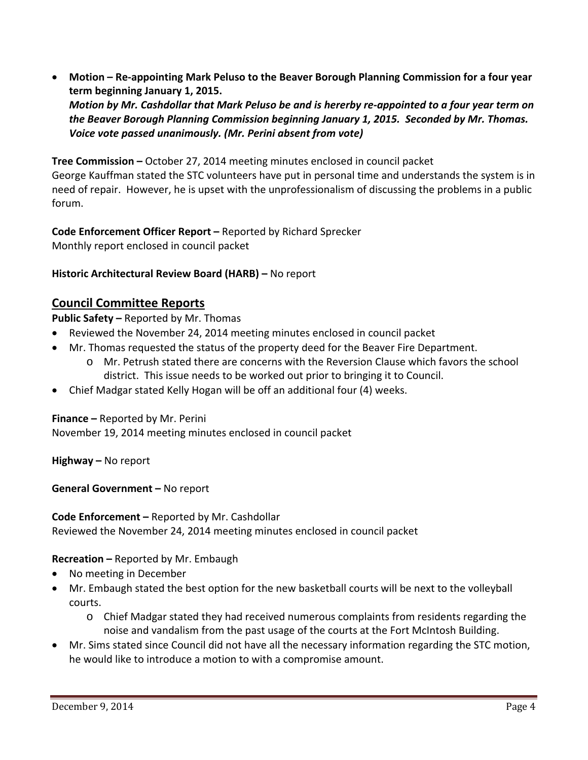- **Motion – Re-appointing Mark Peluso to the Beaver Borough Planning Commission for a four year term beginning January 1, 2015.**
  ***Motion by Mr. Cashdollar that Mark Peluso be and is hererby re-appointed to a four year term on the Beaver Borough Planning Commission beginning January 1, 2015. Seconded by Mr. Thomas. Voice vote passed unanimously. (Mr. Perini absent from vote)***

**Tree Commission –** October 27, 2014 meeting minutes enclosed in council packet
George Kauffman stated the STC volunteers have put in personal time and understands the system is in need of repair. However, he is upset with the unprofessionalism of discussing the problems in a public forum.

**Code Enforcement Officer Report –** Reported by Richard Sprecker
Monthly report enclosed in council packet

**Historic Architectural Review Board (HARB) –** No report

## Council Committee Reports

**Public Safety –** Reported by Mr. Thomas

- Reviewed the November 24, 2014 meeting minutes enclosed in council packet
- Mr. Thomas requested the status of the property deed for the Beaver Fire Department.
  - Mr. Petrush stated there are concerns with the Reversion Clause which favors the school district. This issue needs to be worked out prior to bringing it to Council.
- Chief Madgar stated Kelly Hogan will be off an additional four (4) weeks.

**Finance –** Reported by Mr. Perini
November 19, 2014 meeting minutes enclosed in council packet

**Highway –** No report

**General Government –** No report

**Code Enforcement –** Reported by Mr. Cashdollar
Reviewed the November 24, 2014 meeting minutes enclosed in council packet

**Recreation –** Reported by Mr. Embaugh

- No meeting in December
- Mr. Embaugh stated the best option for the new basketball courts will be next to the volleyball courts.
  - Chief Madgar stated they had received numerous complaints from residents regarding the noise and vandalism from the past usage of the courts at the Fort McIntosh Building.
- Mr. Sims stated since Council did not have all the necessary information regarding the STC motion, he would like to introduce a motion to with a compromise amount.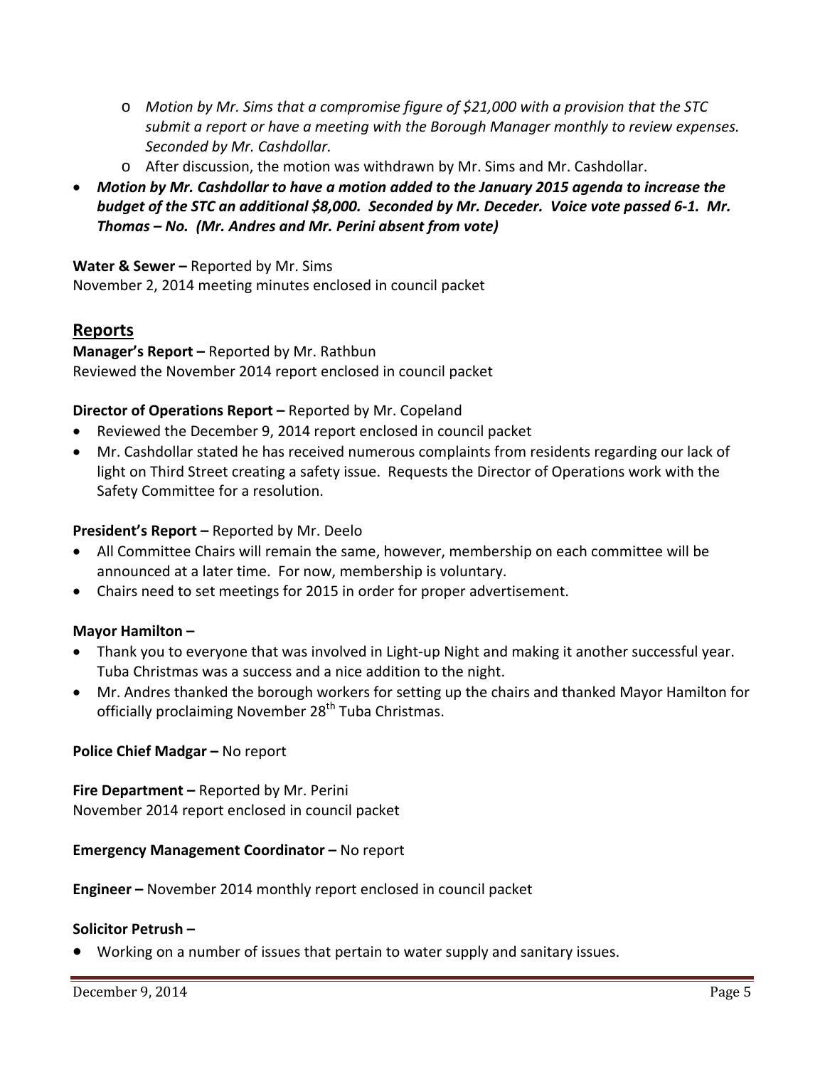- *Motion by Mr. Sims that a compromise figure of $21,000 with a provision that the STC submit a report or have a meeting with the Borough Manager monthly to review expenses. Seconded by Mr. Cashdollar.*
  - After discussion, the motion was withdrawn by Mr. Sims and Mr. Cashdollar.
- ***Motion by Mr. Cashdollar to have a motion added to the January 2015 agenda to increase the budget of the STC an additional $8,000. Seconded by Mr. Deceder. Voice vote passed 6-1. Mr. Thomas – No. (Mr. Andres and Mr. Perini absent from vote)***

**Water & Sewer –** Reported by Mr. Sims
November 2, 2014 meeting minutes enclosed in council packet

## Reports

**Manager's Report –** Reported by Mr. Rathbun
Reviewed the November 2014 report enclosed in council packet

**Director of Operations Report –** Reported by Mr. Copeland

- Reviewed the December 9, 2014 report enclosed in council packet
- Mr. Cashdollar stated he has received numerous complaints from residents regarding our lack of light on Third Street creating a safety issue. Requests the Director of Operations work with the Safety Committee for a resolution.

**President's Report –** Reported by Mr. Deelo

- All Committee Chairs will remain the same, however, membership on each committee will be announced at a later time. For now, membership is voluntary.
- Chairs need to set meetings for 2015 in order for proper advertisement.

**Mayor Hamilton –**

- Thank you to everyone that was involved in Light-up Night and making it another successful year. Tuba Christmas was a success and a nice addition to the night.
- Mr. Andres thanked the borough workers for setting up the chairs and thanked Mayor Hamilton for officially proclaiming November 28th Tuba Christmas.

**Police Chief Madgar –** No report

**Fire Department –** Reported by Mr. Perini
November 2014 report enclosed in council packet

**Emergency Management Coordinator –** No report

**Engineer –** November 2014 monthly report enclosed in council packet

**Solicitor Petrush –**

- Working on a number of issues that pertain to water supply and sanitary issues.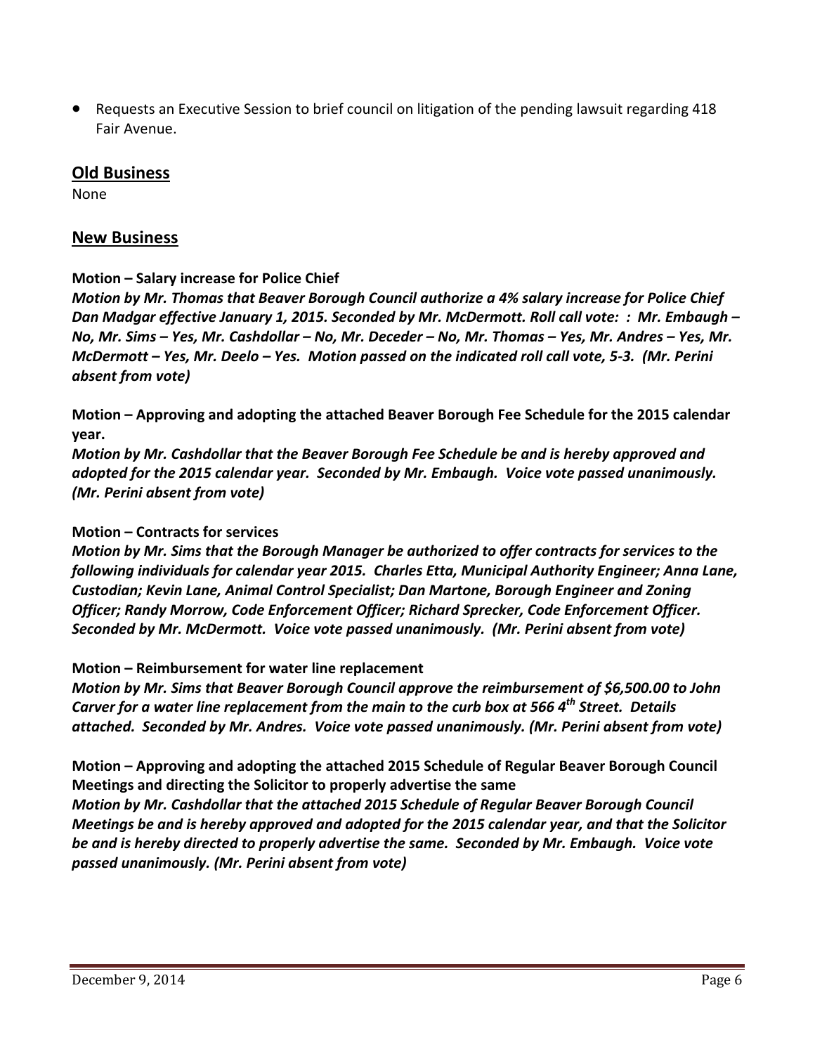- Requests an Executive Session to brief council on litigation of the pending lawsuit regarding 418 Fair Avenue.

## Old Business

None

## New Business

**Motion – Salary increase for Police Chief**

***Motion by Mr. Thomas that Beaver Borough Council authorize a 4% salary increase for Police Chief Dan Madgar effective January 1, 2015. Seconded by Mr. McDermott. Roll call vote: : Mr. Embaugh – No, Mr. Sims – Yes, Mr. Cashdollar – No, Mr. Deceder – No, Mr. Thomas – Yes, Mr. Andres – Yes, Mr. McDermott – Yes, Mr. Deelo – Yes. Motion passed on the indicated roll call vote, 5-3. (Mr. Perini absent from vote)***

**Motion – Approving and adopting the attached Beaver Borough Fee Schedule for the 2015 calendar year.**

***Motion by Mr. Cashdollar that the Beaver Borough Fee Schedule be and is hereby approved and adopted for the 2015 calendar year. Seconded by Mr. Embaugh. Voice vote passed unanimously. (Mr. Perini absent from vote)***

**Motion – Contracts for services**

***Motion by Mr. Sims that the Borough Manager be authorized to offer contracts for services to the following individuals for calendar year 2015. Charles Etta, Municipal Authority Engineer; Anna Lane, Custodian; Kevin Lane, Animal Control Specialist; Dan Martone, Borough Engineer and Zoning Officer; Randy Morrow, Code Enforcement Officer; Richard Sprecker, Code Enforcement Officer. Seconded by Mr. McDermott. Voice vote passed unanimously. (Mr. Perini absent from vote)***

**Motion – Reimbursement for water line replacement**

***Motion by Mr. Sims that Beaver Borough Council approve the reimbursement of $6,500.00 to John Carver for a water line replacement from the main to the curb box at 566 4th Street. Details attached. Seconded by Mr. Andres. Voice vote passed unanimously. (Mr. Perini absent from vote)***

**Motion – Approving and adopting the attached 2015 Schedule of Regular Beaver Borough Council Meetings and directing the Solicitor to properly advertise the same**

***Motion by Mr. Cashdollar that the attached 2015 Schedule of Regular Beaver Borough Council Meetings be and is hereby approved and adopted for the 2015 calendar year, and that the Solicitor be and is hereby directed to properly advertise the same. Seconded by Mr. Embaugh. Voice vote passed unanimously. (Mr. Perini absent from vote)***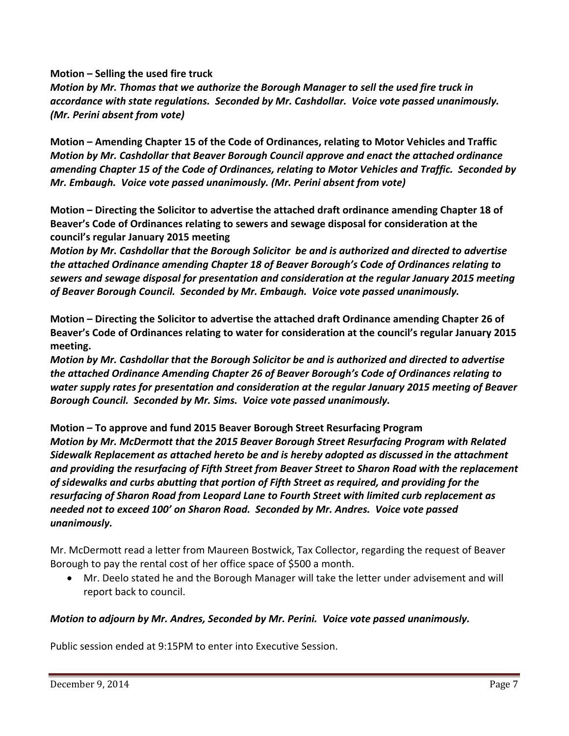**Motion – Selling the used fire truck**
***Motion by Mr. Thomas that we authorize the Borough Manager to sell the used fire truck in accordance with state regulations. Seconded by Mr. Cashdollar. Voice vote passed unanimously. (Mr. Perini absent from vote)***

**Motion – Amending Chapter 15 of the Code of Ordinances, relating to Motor Vehicles and Traffic**
***Motion by Mr. Cashdollar that Beaver Borough Council approve and enact the attached ordinance amending Chapter 15 of the Code of Ordinances, relating to Motor Vehicles and Traffic. Seconded by Mr. Embaugh. Voice vote passed unanimously. (Mr. Perini absent from vote)***

**Motion – Directing the Solicitor to advertise the attached draft ordinance amending Chapter 18 of Beaver's Code of Ordinances relating to sewers and sewage disposal for consideration at the council's regular January 2015 meeting**
***Motion by Mr. Cashdollar that the Borough Solicitor be and is authorized and directed to advertise the attached Ordinance amending Chapter 18 of Beaver Borough's Code of Ordinances relating to sewers and sewage disposal for presentation and consideration at the regular January 2015 meeting of Beaver Borough Council. Seconded by Mr. Embaugh. Voice vote passed unanimously.***

**Motion – Directing the Solicitor to advertise the attached draft Ordinance amending Chapter 26 of Beaver's Code of Ordinances relating to water for consideration at the council's regular January 2015 meeting.**
***Motion by Mr. Cashdollar that the Borough Solicitor be and is authorized and directed to advertise the attached Ordinance Amending Chapter 26 of Beaver Borough's Code of Ordinances relating to water supply rates for presentation and consideration at the regular January 2015 meeting of Beaver Borough Council. Seconded by Mr. Sims. Voice vote passed unanimously.***

**Motion – To approve and fund 2015 Beaver Borough Street Resurfacing Program**
***Motion by Mr. McDermott that the 2015 Beaver Borough Street Resurfacing Program with Related Sidewalk Replacement as attached hereto be and is hereby adopted as discussed in the attachment and providing the resurfacing of Fifth Street from Beaver Street to Sharon Road with the replacement of sidewalks and curbs abutting that portion of Fifth Street as required, and providing for the resurfacing of Sharon Road from Leopard Lane to Fourth Street with limited curb replacement as needed not to exceed 100' on Sharon Road. Seconded by Mr. Andres. Voice vote passed unanimously.***

Mr. McDermott read a letter from Maureen Bostwick, Tax Collector, regarding the request of Beaver Borough to pay the rental cost of her office space of $500 a month.

- Mr. Deelo stated he and the Borough Manager will take the letter under advisement and will report back to council.

***Motion to adjourn by Mr. Andres, Seconded by Mr. Perini. Voice vote passed unanimously.***

Public session ended at 9:15PM to enter into Executive Session.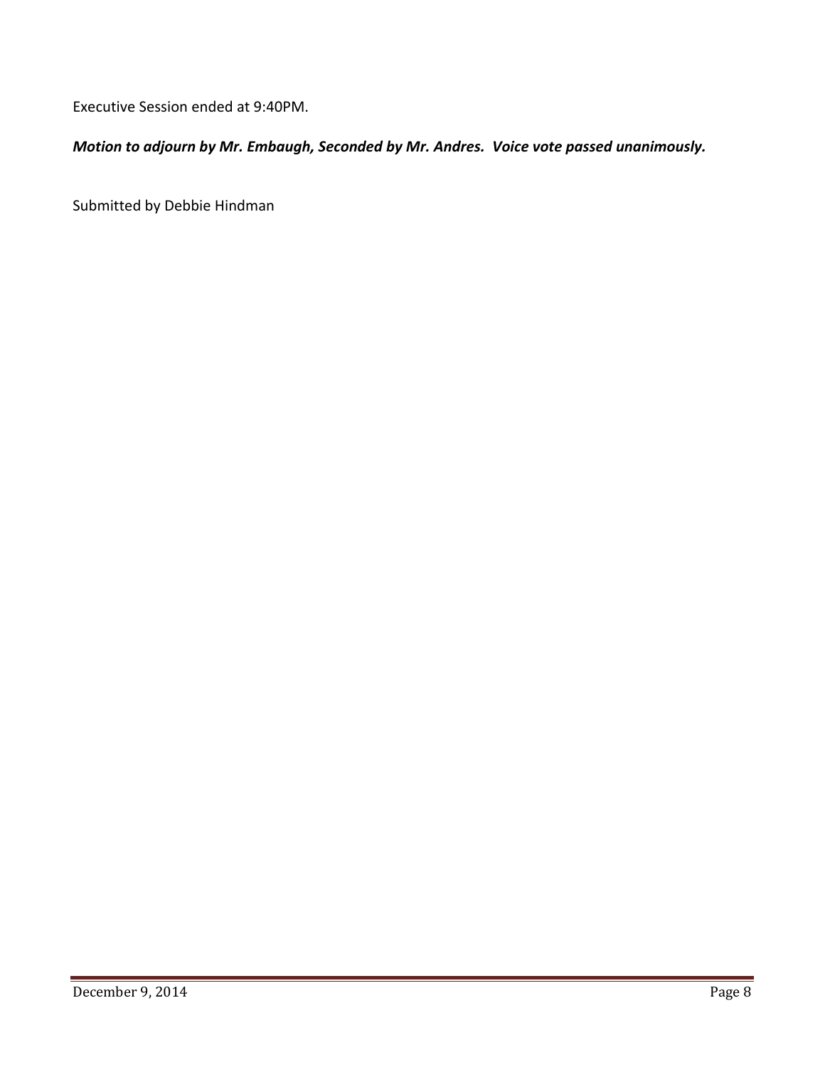Executive Session ended at 9:40PM.

***Motion to adjourn by Mr. Embaugh, Seconded by Mr. Andres. Voice vote passed unanimously.***

Submitted by Debbie Hindman